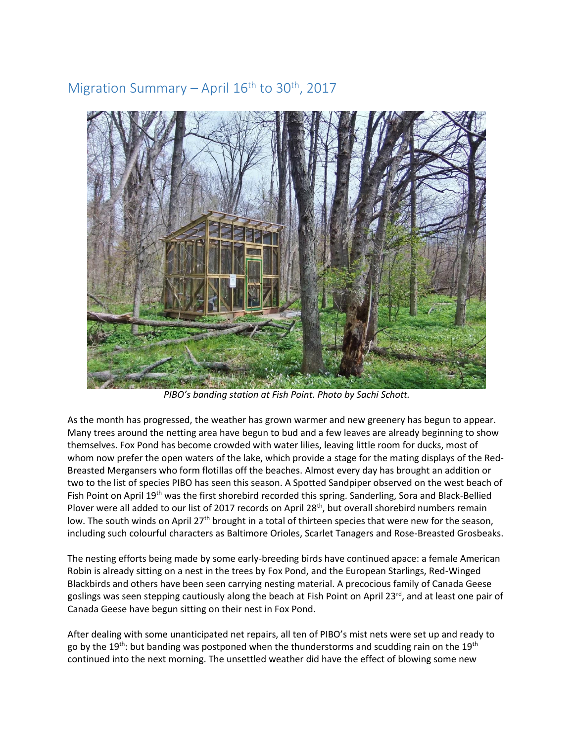# Migration Summary – April 16th to 30th, 2017

*PIBO's banding station at Fish Point. Photo by Sachi Schott.*

As the month has progressed, the weather has grown warmer and new greenery has begun to appear. Many trees around the netting area have begun to bud and a few leaves are already beginning to show themselves. Fox Pond has become crowded with water lilies, leaving little room for ducks, most of whom now prefer the open waters of the lake, which provide a stage for the mating displays of the Red-Breasted Mergansers who form flotillas off the beaches. Almost every day has brought an addition or two to the list of species PIBO has seen this season. A Spotted Sandpiper observed on the west beach of Fish Point on April 19th was the first shorebird recorded this spring. Sanderling, Sora and Black-Bellied Plover were all added to our list of 2017 records on April 28th, but overall shorebird numbers remain low. The south winds on April 27th brought in a total of thirteen species that were new for the season, including such colourful characters as Baltimore Orioles, Scarlet Tanagers and Rose-Breasted Grosbeaks.

The nesting efforts being made by some early-breeding birds have continued apace: a female American Robin is already sitting on a nest in the trees by Fox Pond, and the European Starlings, Red-Winged Blackbirds and others have been seen carrying nesting material. A precocious family of Canada Geese goslings was seen stepping cautiously along the beach at Fish Point on April 23rd, and at least one pair of Canada Geese have begun sitting on their nest in Fox Pond.

After dealing with some unanticipated net repairs, all ten of PIBO's mist nets were set up and ready to go by the 19th: but banding was postponed when the thunderstorms and scudding rain on the 19th continued into the next morning. The unsettled weather did have the effect of blowing some new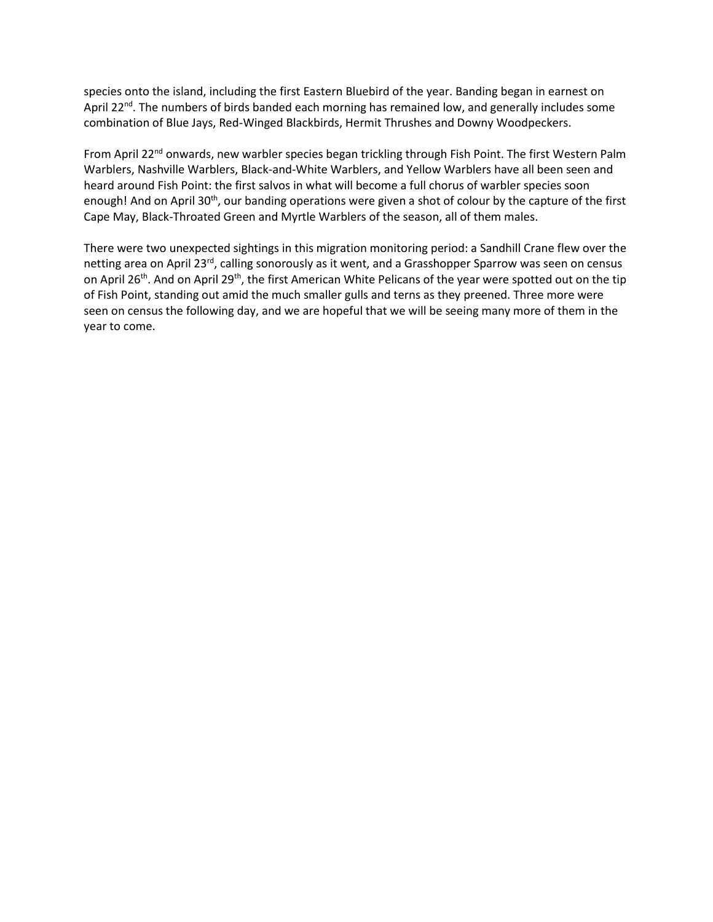species onto the island, including the first Eastern Bluebird of the year. Banding began in earnest on April 22nd. The numbers of birds banded each morning has remained low, and generally includes some combination of Blue Jays, Red-Winged Blackbirds, Hermit Thrushes and Downy Woodpeckers.

From April 22nd onwards, new warbler species began trickling through Fish Point. The first Western Palm Warblers, Nashville Warblers, Black-and-White Warblers, and Yellow Warblers have all been seen and heard around Fish Point: the first salvos in what will become a full chorus of warbler species soon enough! And on April 30th, our banding operations were given a shot of colour by the capture of the first Cape May, Black-Throated Green and Myrtle Warblers of the season, all of them males.

There were two unexpected sightings in this migration monitoring period: a Sandhill Crane flew over the netting area on April 23rd, calling sonorously as it went, and a Grasshopper Sparrow was seen on census on April 26th. And on April 29th, the first American White Pelicans of the year were spotted out on the tip of Fish Point, standing out amid the much smaller gulls and terns as they preened. Three more were seen on census the following day, and we are hopeful that we will be seeing many more of them in the year to come.